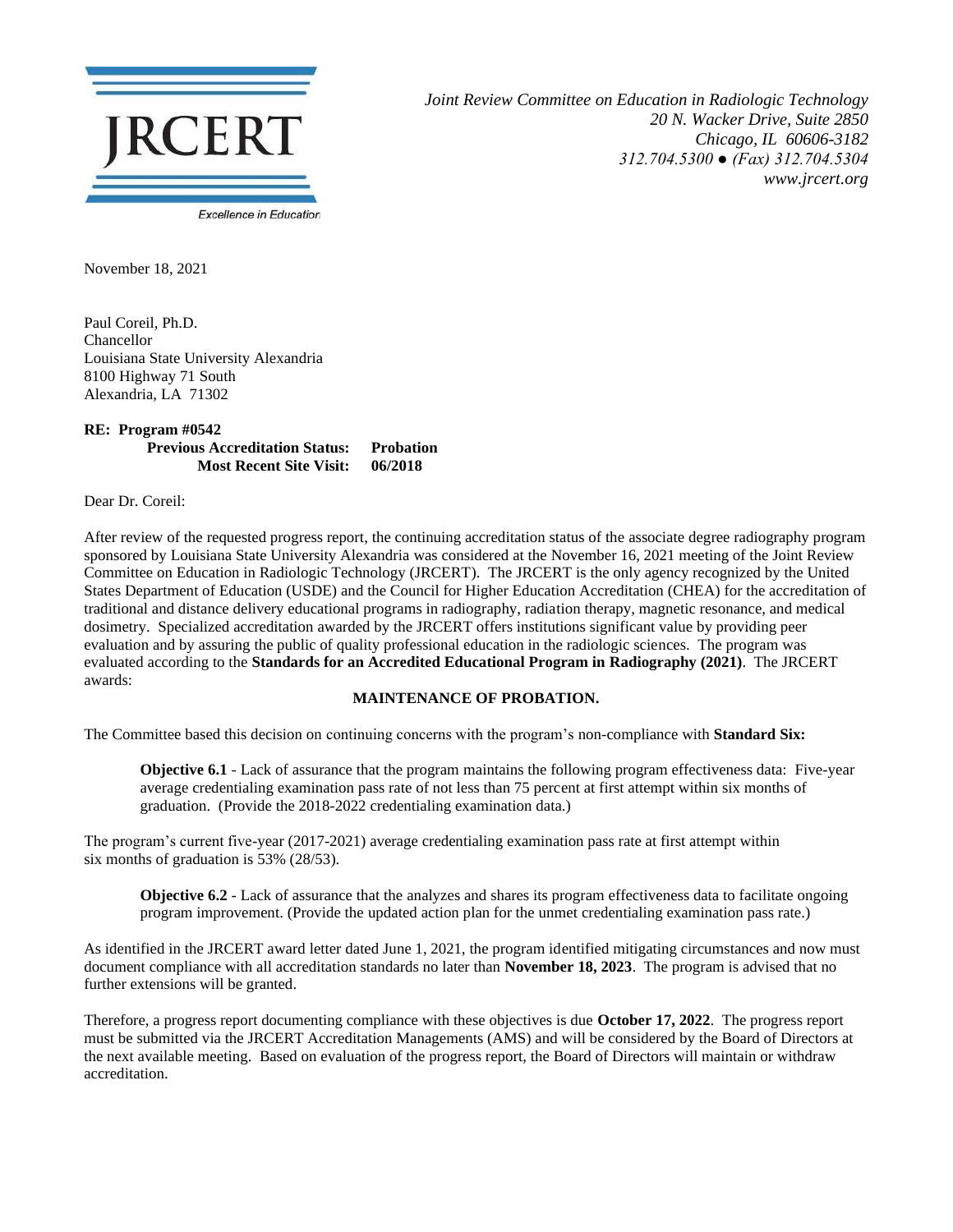JRCERT

Excellence in Education

*Joint Review Committee on Education in Radiologic Technology*
*20 N. Wacker Drive, Suite 2850*
*Chicago, IL 60606-3182*
*312.704.5300 ● (Fax) 312.704.5304*
*www.jrcert.org*

November 18, 2021

Paul Coreil, Ph.D.
Chancellor
Louisiana State University Alexandria
8100 Highway 71 South
Alexandria, LA 71302

**RE: Program #0542**
**Previous Accreditation Status: Probation**
**Most Recent Site Visit: 06/2018**

Dear Dr. Coreil:

After review of the requested progress report, the continuing accreditation status of the associate degree radiography program sponsored by Louisiana State University Alexandria was considered at the November 16, 2021 meeting of the Joint Review Committee on Education in Radiologic Technology (JRCERT). The JRCERT is the only agency recognized by the United States Department of Education (USDE) and the Council for Higher Education Accreditation (CHEA) for the accreditation of traditional and distance delivery educational programs in radiography, radiation therapy, magnetic resonance, and medical dosimetry. Specialized accreditation awarded by the JRCERT offers institutions significant value by providing peer evaluation and by assuring the public of quality professional education in the radiologic sciences. The program was evaluated according to the **Standards for an Accredited Educational Program in Radiography (2021)**. The JRCERT awards:

**MAINTENANCE OF PROBATION.**

The Committee based this decision on continuing concerns with the program's non-compliance with **Standard Six:**

> **Objective 6.1** - Lack of assurance that the program maintains the following program effectiveness data: Five-year average credentialing examination pass rate of not less than 75 percent at first attempt within six months of graduation. (Provide the 2018-2022 credentialing examination data.)

The program's current five-year (2017-2021) average credentialing examination pass rate at first attempt within six months of graduation is 53% (28/53).

> **Objective 6.2** - Lack of assurance that the analyzes and shares its program effectiveness data to facilitate ongoing program improvement. (Provide the updated action plan for the unmet credentialing examination pass rate.)

As identified in the JRCERT award letter dated June 1, 2021, the program identified mitigating circumstances and now must document compliance with all accreditation standards no later than **November 18, 2023**. The program is advised that no further extensions will be granted.

Therefore, a progress report documenting compliance with these objectives is due **October 17, 2022**. The progress report must be submitted via the JRCERT Accreditation Managements (AMS) and will be considered by the Board of Directors at the next available meeting. Based on evaluation of the progress report, the Board of Directors will maintain or withdraw accreditation.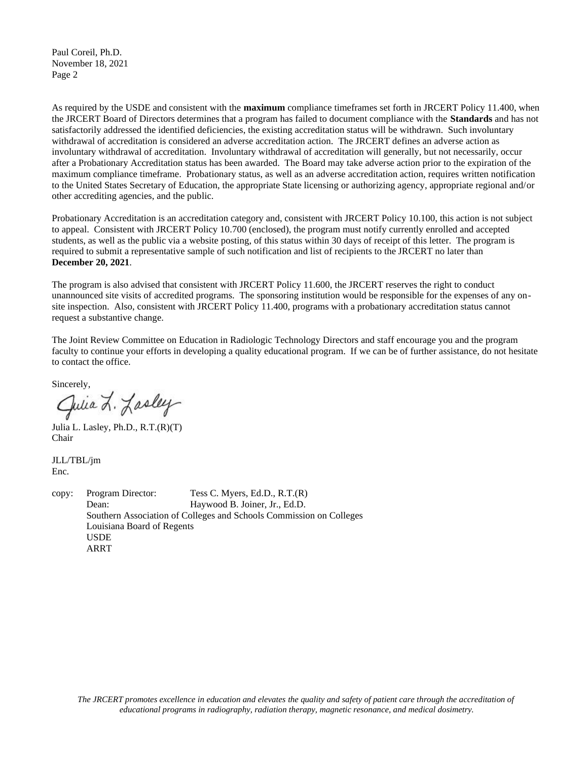As required by the USDE and consistent with the **maximum** compliance timeframes set forth in JRCERT Policy 11.400, when the JRCERT Board of Directors determines that a program has failed to document compliance with the **Standards** and has not satisfactorily addressed the identified deficiencies, the existing accreditation status will be withdrawn. Such involuntary withdrawal of accreditation is considered an adverse accreditation action. The JRCERT defines an adverse action as involuntary withdrawal of accreditation. Involuntary withdrawal of accreditation will generally, but not necessarily, occur after a Probationary Accreditation status has been awarded. The Board may take adverse action prior to the expiration of the maximum compliance timeframe. Probationary status, as well as an adverse accreditation action, requires written notification to the United States Secretary of Education, the appropriate State licensing or authorizing agency, appropriate regional and/or other accrediting agencies, and the public.

Probationary Accreditation is an accreditation category and, consistent with JRCERT Policy 10.100, this action is not subject to appeal. Consistent with JRCERT Policy 10.700 (enclosed), the program must notify currently enrolled and accepted students, as well as the public via a website posting, of this status within 30 days of receipt of this letter. The program is required to submit a representative sample of such notification and list of recipients to the JRCERT no later than **December 20, 2021**.

The program is also advised that consistent with JRCERT Policy 11.600, the JRCERT reserves the right to conduct unannounced site visits of accredited programs. The sponsoring institution would be responsible for the expenses of any on-site inspection. Also, consistent with JRCERT Policy 11.400, programs with a probationary accreditation status cannot request a substantive change.

The Joint Review Committee on Education in Radiologic Technology Directors and staff encourage you and the program faculty to continue your efforts in developing a quality educational program. If we can be of further assistance, do not hesitate to contact the office.

Sincerely,

Julia L. Lasley

Julia L. Lasley, Ph.D., R.T.(R)(T)
Chair

JLL/TBL/jm
Enc.

copy: Program Director: Tess C. Myers, Ed.D., R.T.(R)
Dean: Haywood B. Joiner, Jr., Ed.D.
Southern Association of Colleges and Schools Commission on Colleges
Louisiana Board of Regents
USDE
ARRT

*The JRCERT promotes excellence in education and elevates the quality and safety of patient care through the accreditation of educational programs in radiography, radiation therapy, magnetic resonance, and medical dosimetry.*